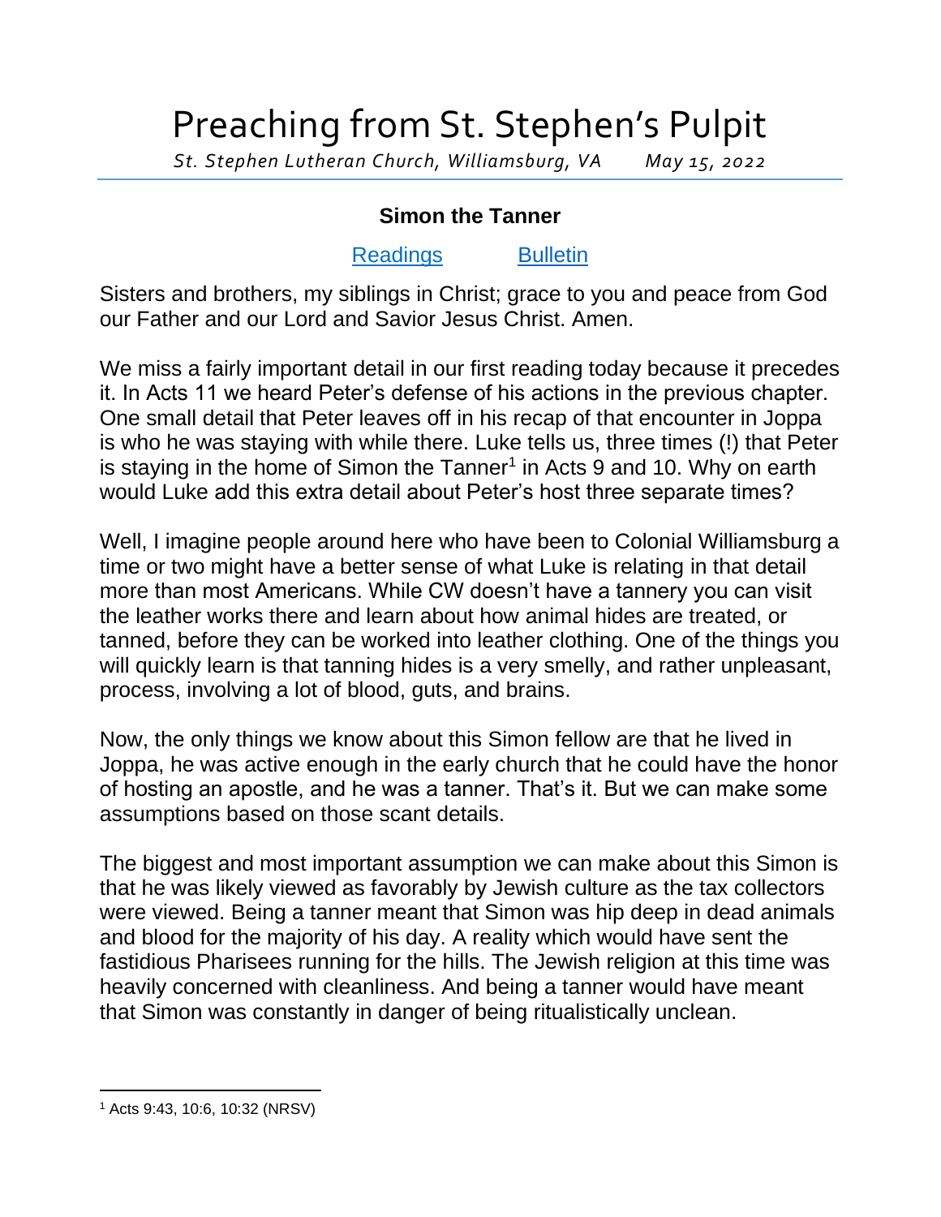# Preaching from St. Stephen's Pulpit

*St. Stephen Lutheran Church, Williamsburg, VA May 15, 2022*

### Simon the Tanner

[Readings] [Bulletin]

Sisters and brothers, my siblings in Christ; grace to you and peace from God our Father and our Lord and Savior Jesus Christ. Amen.

We miss a fairly important detail in our first reading today because it precedes it. In Acts 11 we heard Peter's defense of his actions in the previous chapter. One small detail that Peter leaves off in his recap of that encounter in Joppa is who he was staying with while there. Luke tells us, three times (!) that Peter is staying in the home of Simon the Tanner[1] in Acts 9 and 10. Why on earth would Luke add this extra detail about Peter's host three separate times?

Well, I imagine people around here who have been to Colonial Williamsburg a time or two might have a better sense of what Luke is relating in that detail more than most Americans. While CW doesn't have a tannery you can visit the leather works there and learn about how animal hides are treated, or tanned, before they can be worked into leather clothing. One of the things you will quickly learn is that tanning hides is a very smelly, and rather unpleasant, process, involving a lot of blood, guts, and brains.

Now, the only things we know about this Simon fellow are that he lived in Joppa, he was active enough in the early church that he could have the honor of hosting an apostle, and he was a tanner. That's it. But we can make some assumptions based on those scant details.

The biggest and most important assumption we can make about this Simon is that he was likely viewed as favorably by Jewish culture as the tax collectors were viewed. Being a tanner meant that Simon was hip deep in dead animals and blood for the majority of his day. A reality which would have sent the fastidious Pharisees running for the hills. The Jewish religion at this time was heavily concerned with cleanliness. And being a tanner would have meant that Simon was constantly in danger of being ritualistically unclean.

---

[1] Acts 9:43, 10:6, 10:32 (NRSV)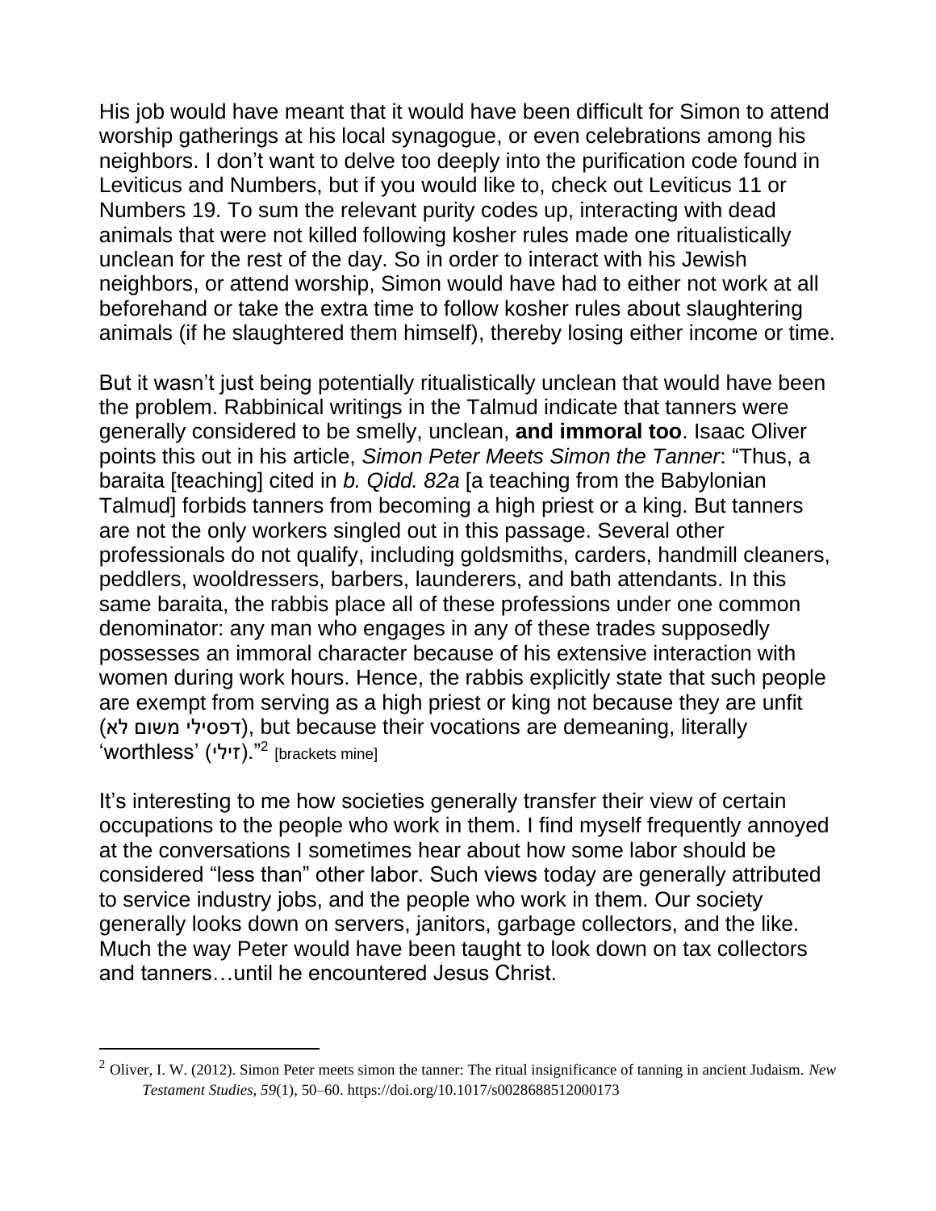His job would have meant that it would have been difficult for Simon to attend worship gatherings at his local synagogue, or even celebrations among his neighbors. I don't want to delve too deeply into the purification code found in Leviticus and Numbers, but if you would like to, check out Leviticus 11 or Numbers 19. To sum the relevant purity codes up, interacting with dead animals that were not killed following kosher rules made one ritualistically unclean for the rest of the day. So in order to interact with his Jewish neighbors, or attend worship, Simon would have had to either not work at all beforehand or take the extra time to follow kosher rules about slaughtering animals (if he slaughtered them himself), thereby losing either income or time.

But it wasn't just being potentially ritualistically unclean that would have been the problem. Rabbinical writings in the Talmud indicate that tanners were generally considered to be smelly, unclean, **and immoral too**. Isaac Oliver points this out in his article, *Simon Peter Meets Simon the Tanner*: "Thus, a baraita [teaching] cited in *b. Qidd. 82a* [a teaching from the Babylonian Talmud] forbids tanners from becoming a high priest or a king. But tanners are not the only workers singled out in this passage. Several other professionals do not qualify, including goldsmiths, carders, handmill cleaners, peddlers, wooldressers, barbers, launderers, and bath attendants. In this same baraita, the rabbis place all of these professions under one common denominator: any man who engages in any of these trades supposedly possesses an immoral character because of his extensive interaction with women during work hours. Hence, the rabbis explicitly state that such people are exempt from serving as a high priest or king not because they are unfit (לא משום דפסילי), but because their vocations are demeaning, literally 'worthless' (זילי)."[2] [brackets mine]

It's interesting to me how societies generally transfer their view of certain occupations to the people who work in them. I find myself frequently annoyed at the conversations I sometimes hear about how some labor should be considered "less than" other labor. Such views today are generally attributed to service industry jobs, and the people who work in them. Our society generally looks down on servers, janitors, garbage collectors, and the like. Much the way Peter would have been taught to look down on tax collectors and tanners…until he encountered Jesus Christ.

---

[2] Oliver, I. W. (2012). Simon Peter meets simon the tanner: The ritual insignificance of tanning in ancient Judaism. *New Testament Studies*, *59*(1), 50–60. https://doi.org/10.1017/s0028688512000173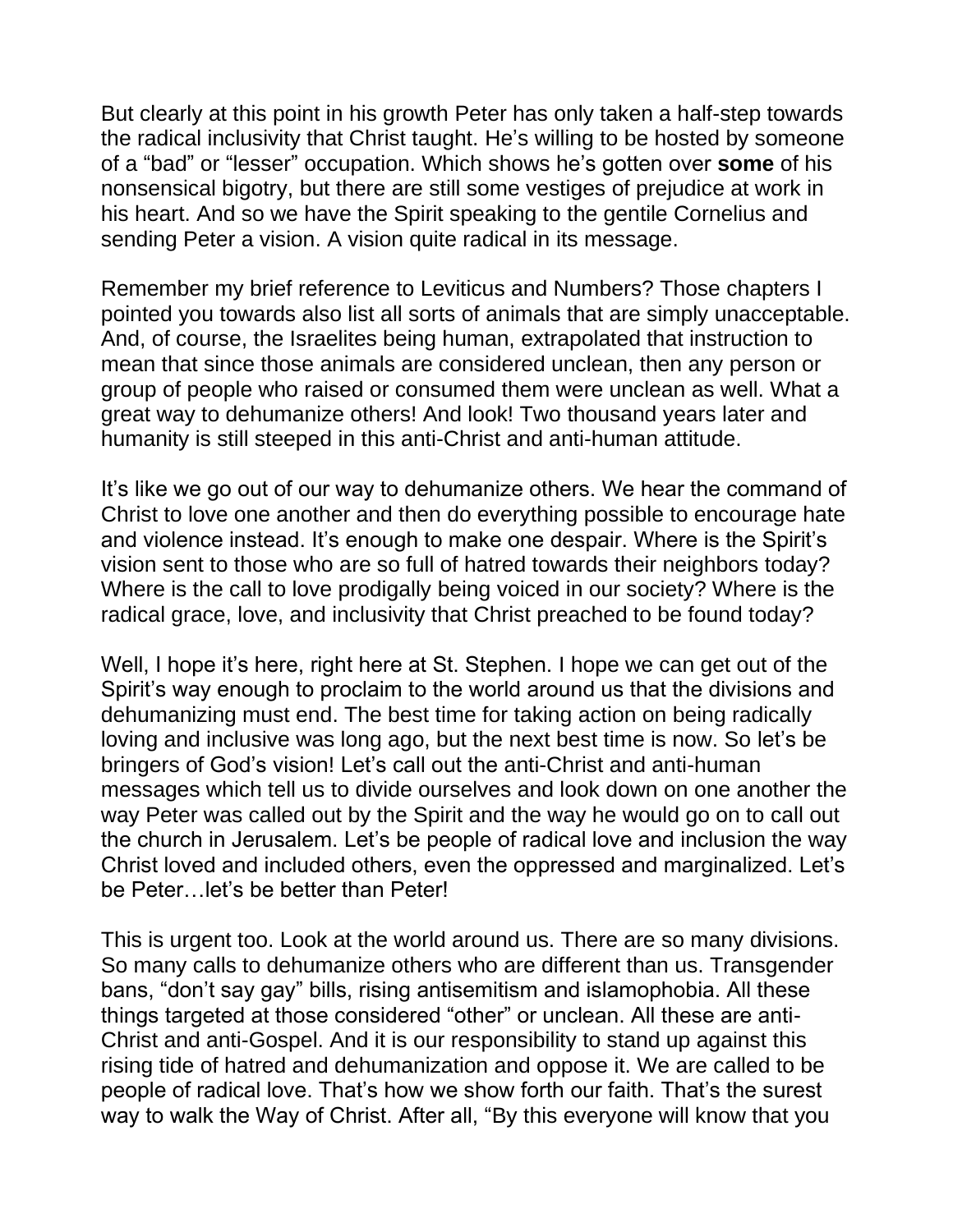But clearly at this point in his growth Peter has only taken a half-step towards the radical inclusivity that Christ taught. He's willing to be hosted by someone of a "bad" or "lesser" occupation. Which shows he's gotten over **some** of his nonsensical bigotry, but there are still some vestiges of prejudice at work in his heart. And so we have the Spirit speaking to the gentile Cornelius and sending Peter a vision. A vision quite radical in its message.

Remember my brief reference to Leviticus and Numbers? Those chapters I pointed you towards also list all sorts of animals that are simply unacceptable. And, of course, the Israelites being human, extrapolated that instruction to mean that since those animals are considered unclean, then any person or group of people who raised or consumed them were unclean as well. What a great way to dehumanize others! And look! Two thousand years later and humanity is still steeped in this anti-Christ and anti-human attitude.

It's like we go out of our way to dehumanize others. We hear the command of Christ to love one another and then do everything possible to encourage hate and violence instead. It's enough to make one despair. Where is the Spirit's vision sent to those who are so full of hatred towards their neighbors today? Where is the call to love prodigally being voiced in our society? Where is the radical grace, love, and inclusivity that Christ preached to be found today?

Well, I hope it's here, right here at St. Stephen. I hope we can get out of the Spirit's way enough to proclaim to the world around us that the divisions and dehumanizing must end. The best time for taking action on being radically loving and inclusive was long ago, but the next best time is now. So let's be bringers of God's vision! Let's call out the anti-Christ and anti-human messages which tell us to divide ourselves and look down on one another the way Peter was called out by the Spirit and the way he would go on to call out the church in Jerusalem. Let's be people of radical love and inclusion the way Christ loved and included others, even the oppressed and marginalized. Let's be Peter…let's be better than Peter!

This is urgent too. Look at the world around us. There are so many divisions. So many calls to dehumanize others who are different than us. Transgender bans, "don't say gay" bills, rising antisemitism and islamophobia. All these things targeted at those considered "other" or unclean. All these are anti-Christ and anti-Gospel. And it is our responsibility to stand up against this rising tide of hatred and dehumanization and oppose it. We are called to be people of radical love. That's how we show forth our faith. That's the surest way to walk the Way of Christ. After all, "By this everyone will know that you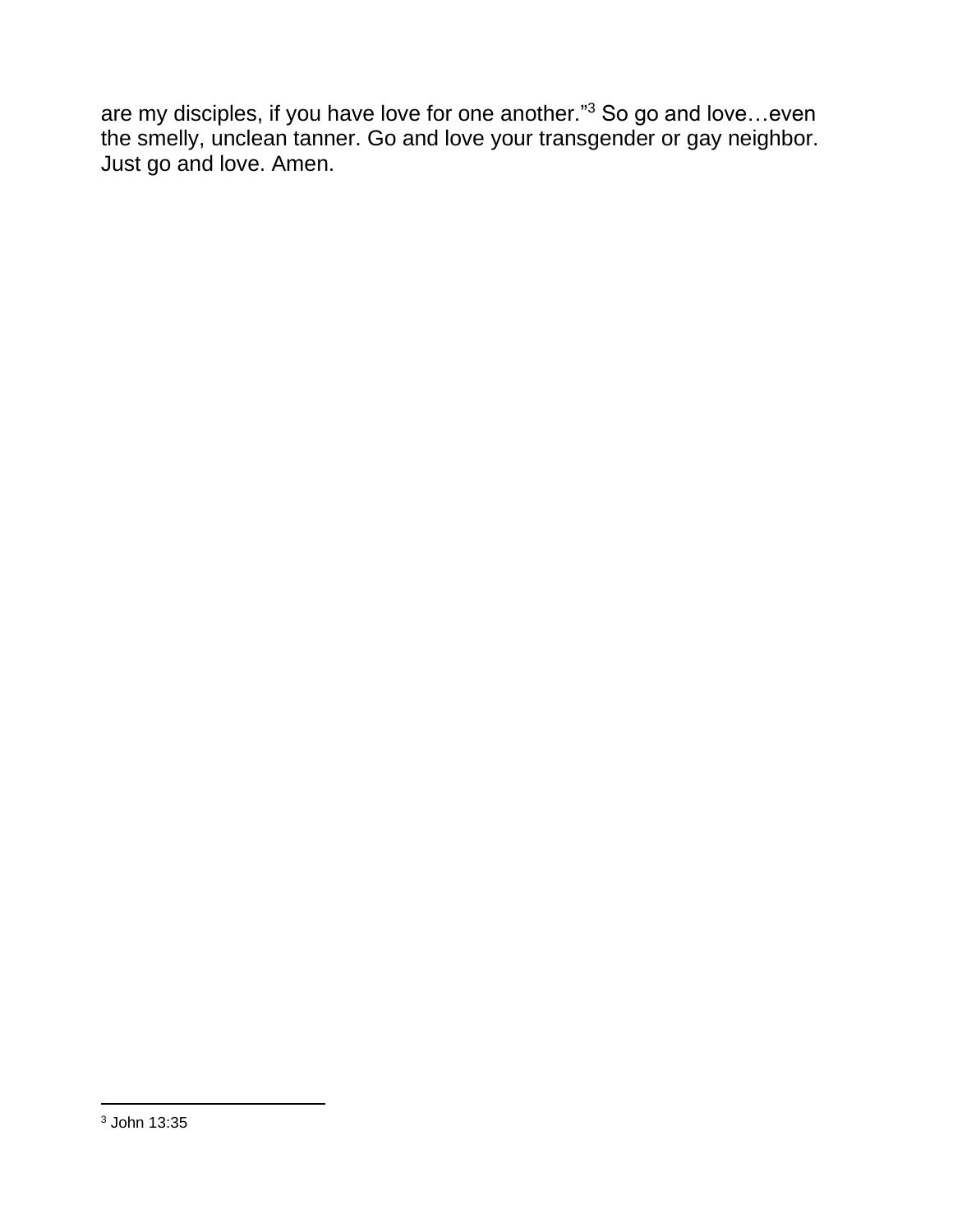are my disciples, if you have love for one another."[3] So go and love…even the smelly, unclean tanner. Go and love your transgender or gay neighbor. Just go and love. Amen.

---

[3] John 13:35